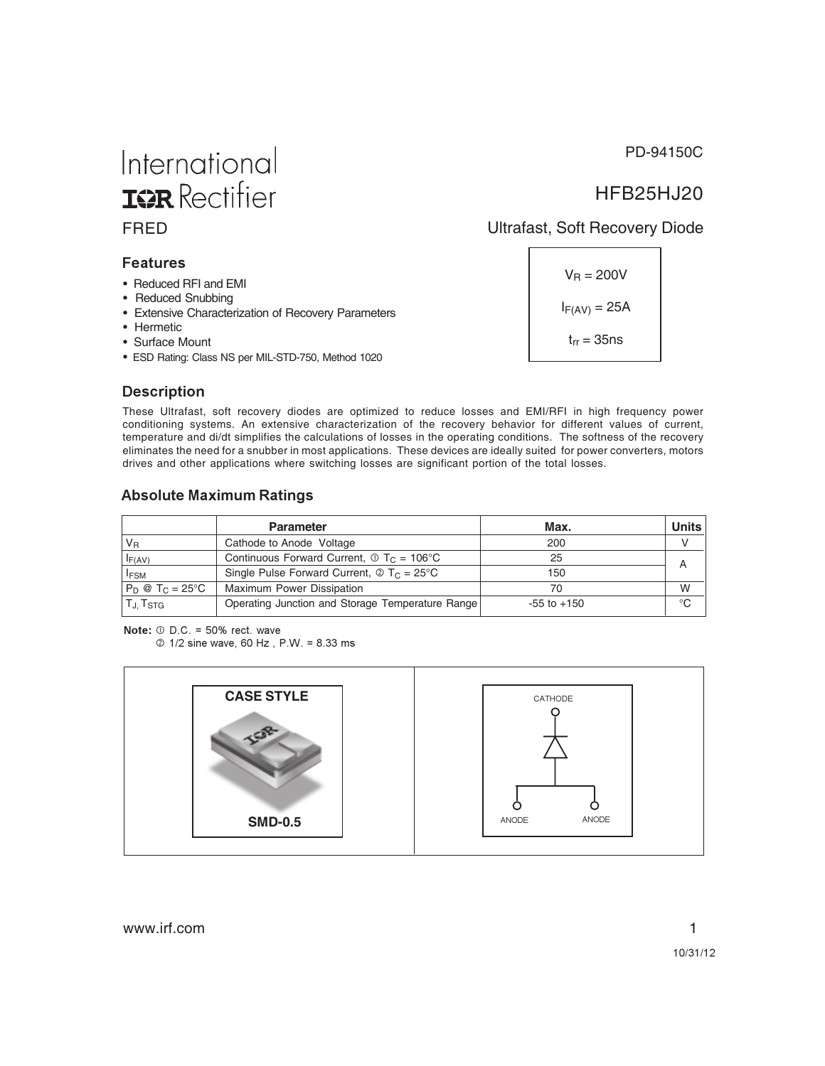International
IOR Rectifier

PD-94150C

# HFB25HJ20

FRED

## Ultrafast, Soft Recovery Diode

$V_R$ = 200V

$I_{F(AV)}$ = 25A

$t_{rr}$ = 35ns

### Features

- Reduced RFI and EMI
- Reduced Snubbing
- Extensive Characterization of Recovery Parameters
- Hermetic
- Surface Mount
- ESD Rating: Class NS per MIL-STD-750, Method 1020

### Description

These Ultrafast, soft recovery diodes are optimized to reduce losses and EMI/RFI in high frequency power conditioning systems. An extensive characterization of the recovery behavior for different values of current, temperature and di/dt simplifies the calculations of losses in the operating conditions. The softness of the recovery eliminates the need for a snubber in most applications. These devices are ideally suited for power converters, motors drives and other applications where switching losses are significant portion of the total losses.

### Absolute Maximum Ratings

| | Parameter | Max. | Units |
|---|---|---|---|
| $V_R$ | Cathode to Anode Voltage | 200 | V |
| $I_{F(AV)}$ | Continuous Forward Current, ① $T_C$ = 106°C | 25 | A |
| $I_{FSM}$ | Single Pulse Forward Current, ② $T_C$ = 25°C | 150 | |
| $P_D$ @ $T_C$ = 25°C | Maximum Power Dissipation | 70 | W |
| $T_J$, $T_{STG}$ | Operating Junction and Storage Temperature Range | -55 to +150 | °C |

**Note:** ① D.C. = 50% rect. wave
② 1/2 sine wave, 60 Hz , P.W. = 8.33 ms

CASE STYLE

SMD-0.5

CATHODE

ANODE ANODE

10/31/12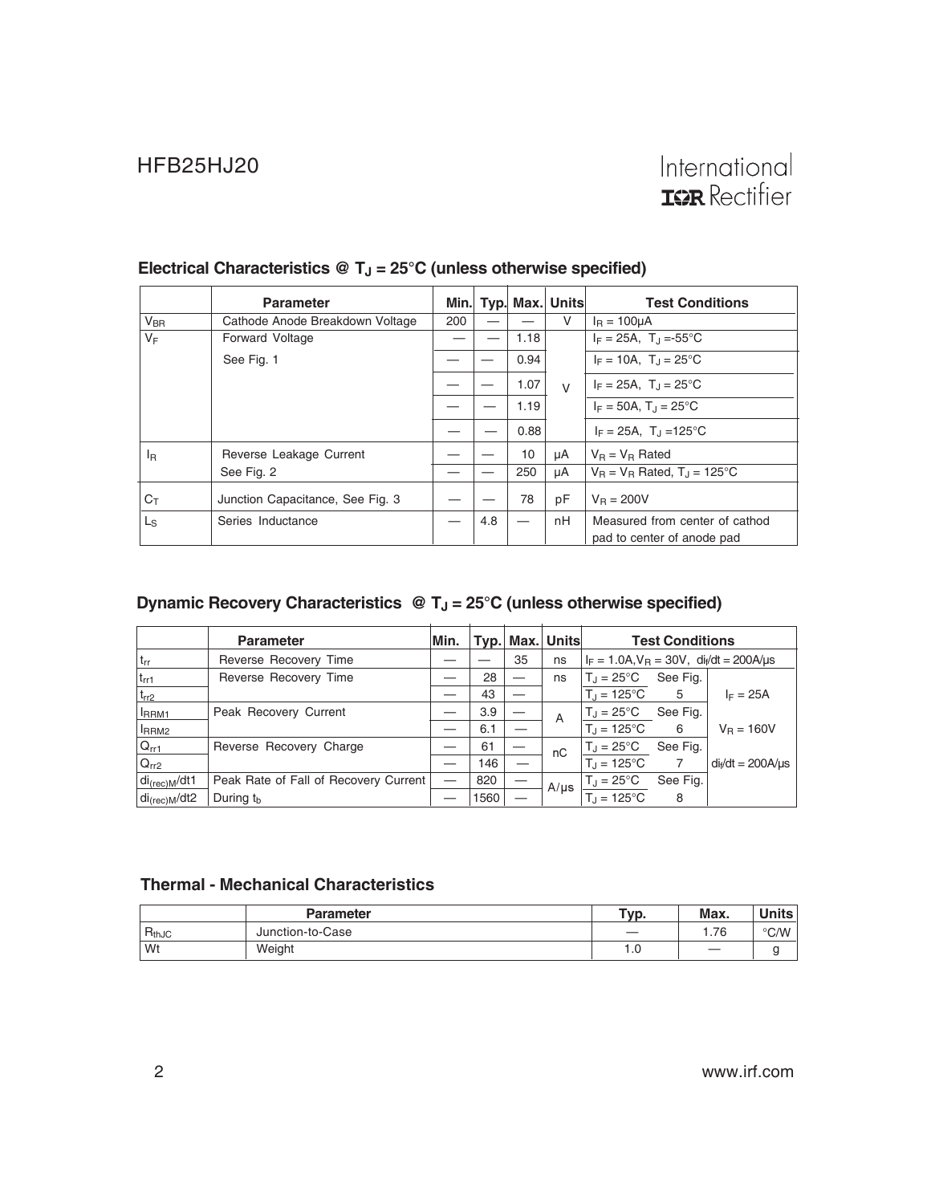## Electrical Characteristics @ $T_J$ = 25°C (unless otherwise specified)

| | Parameter | Min. | Typ. | Max. | Units | Test Conditions |
|---|---|---|---|---|---|---|
| $V_{BR}$ | Cathode Anode Breakdown Voltage | 200 | — | — | V | $I_R$ = 100μA |
| $V_F$ | Forward Voltage | — | — | 1.18 | V | $I_F$ = 25A, $T_J$ =-55°C |
| | See Fig. 1 | — | — | 0.94 | | $I_F$ = 10A, $T_J$ = 25°C |
| | | — | — | 1.07 | | $I_F$ = 25A, $T_J$ = 25°C |
| | | — | — | 1.19 | | $I_F$ = 50A, $T_J$ = 25°C |
| | | — | — | 0.88 | | $I_F$ = 25A, $T_J$ =125°C |
| $I_R$ | Reverse Leakage Current | — | — | 10 | μA | $V_R$ = $V_R$ Rated |
| | See Fig. 2 | — | — | 250 | μA | $V_R$ = $V_R$ Rated, $T_J$ = 125°C |
| $C_T$ | Junction Capacitance, See Fig. 3 | — | — | 78 | pF | $V_R$ = 200V |
| $L_S$ | Series Inductance | — | 4.8 | — | nH | Measured from center of cathod pad to center of anode pad |

## Dynamic Recovery Characteristics @ $T_J$ = 25°C (unless otherwise specified)

| | Parameter | Min. | Typ. | Max. | Units | Test Conditions | | |
|---|---|---|---|---|---|---|---|---|
| $t_{rr}$ | Reverse Recovery Time | — | — | 35 | ns | $I_F$ = 1.0A, $V_R$ = 30V, $di_f/dt$ = 200A/μs | | |
| $t_{rr1}$ | Reverse Recovery Time | — | 28 | — | ns | $T_J$ = 25°C | See Fig. | |
| $t_{rr2}$ | | — | 43 | — | | $T_J$ = 125°C | 5 | $I_F$ = 25A |
| $I_{RRM1}$ | Peak Recovery Current | — | 3.9 | — | A | $T_J$ = 25°C | See Fig. | |
| $I_{RRM2}$ | | — | 6.1 | — | | $T_J$ = 125°C | 6 | $V_R$ = 160V |
| $Q_{rr1}$ | Reverse Recovery Charge | — | 61 | — | nC | $T_J$ = 25°C | See Fig. | |
| $Q_{rr2}$ | | — | 146 | — | | $T_J$ = 125°C | 7 | $di_f/dt$ = 200A/μs |
| $di_{(rec)M}/dt1$ | Peak Rate of Fall of Recovery Current | — | 820 | — | A/μs | $T_J$ = 25°C | See Fig. | |
| $di_{(rec)M}/dt2$ | During $t_b$ | — | 1560 | — | | $T_J$ = 125°C | 8 | |

## Thermal - Mechanical Characteristics

| | Parameter | Typ. | Max. | Units |
|---|---|---|---|---|
| $R_{thJC}$ | Junction-to-Case | — | 1.76 | °C/W |
| Wt | Weight | 1.0 | — | g |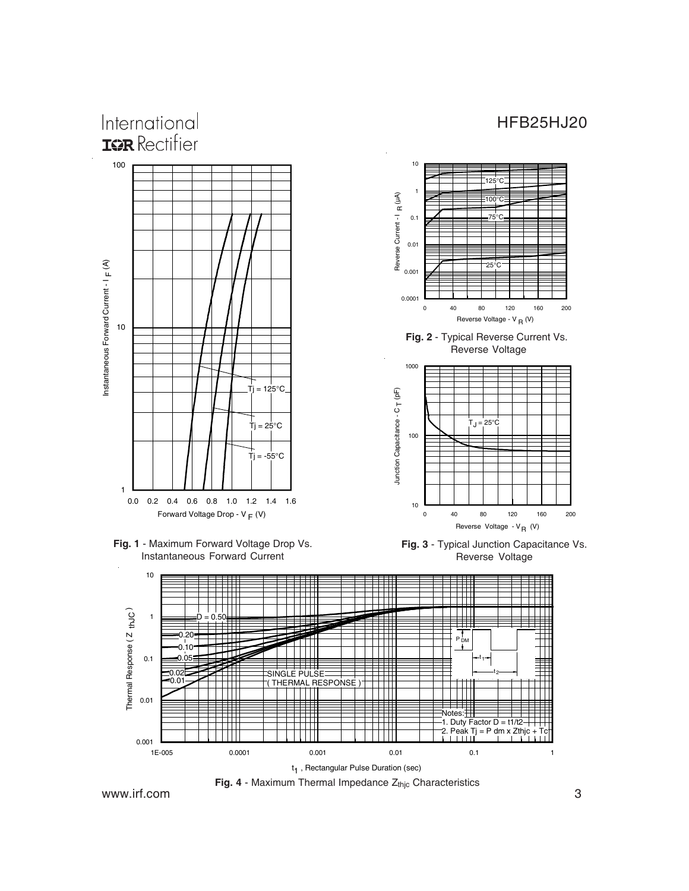**Fig. 1** - Maximum Forward Voltage Drop Vs. Instantaneous Forward Current

**Fig. 2** - Typical Reverse Current Vs. Reverse Voltage

**Fig. 3** - Typical Junction Capacitance Vs. Reverse Voltage

**Fig. 4** - Maximum Thermal Impedance $Z_{thjc}$ Characteristics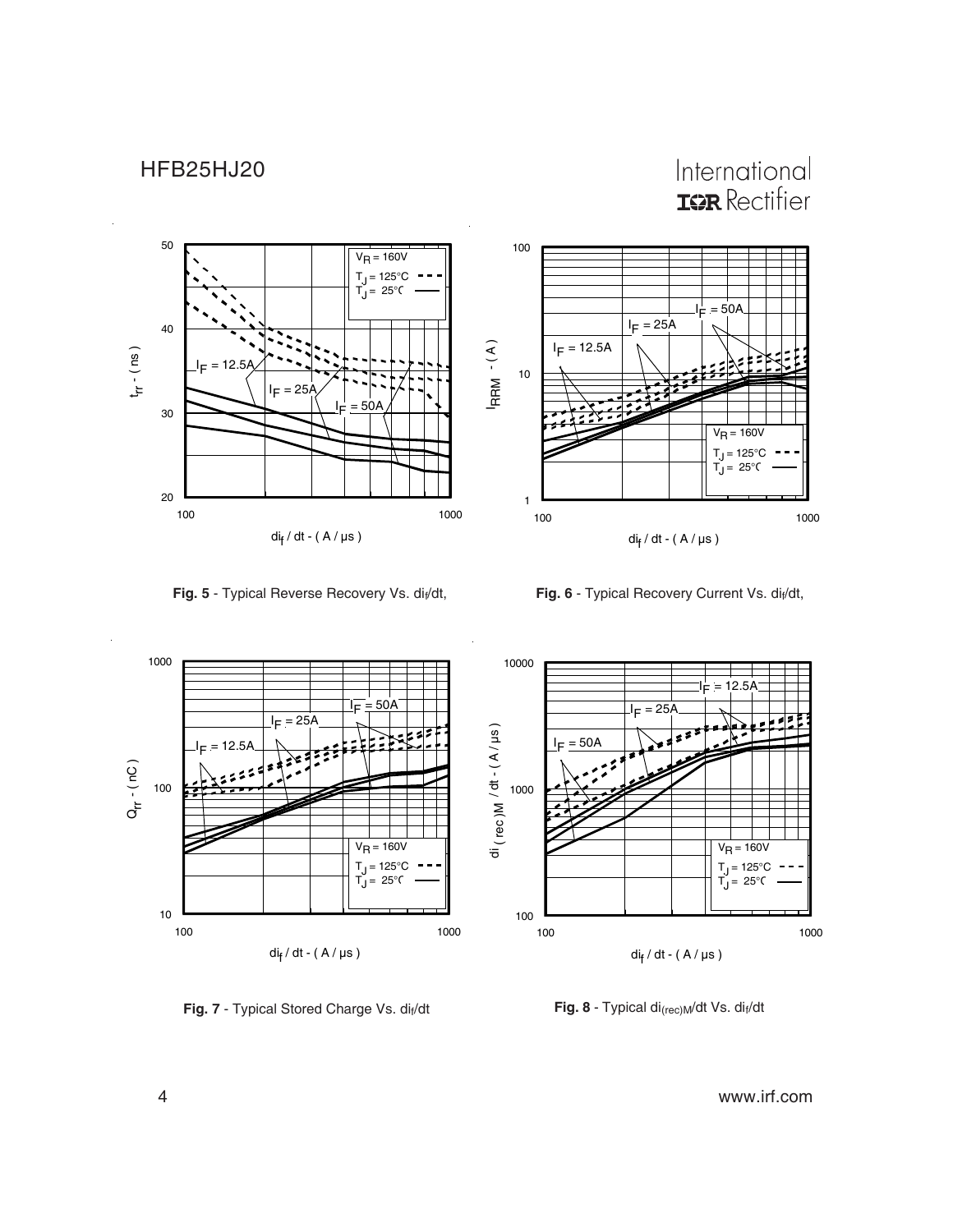Fig. 5 - Typical Reverse Recovery Vs. $di_f/dt$,

Fig. 6 - Typical Recovery Current Vs. $di_f/dt$,

Fig. 7 - Typical Stored Charge Vs. $di_f/dt$

Fig. 8 - Typical $di_{(rec)M}/dt$ Vs. $di_f/dt$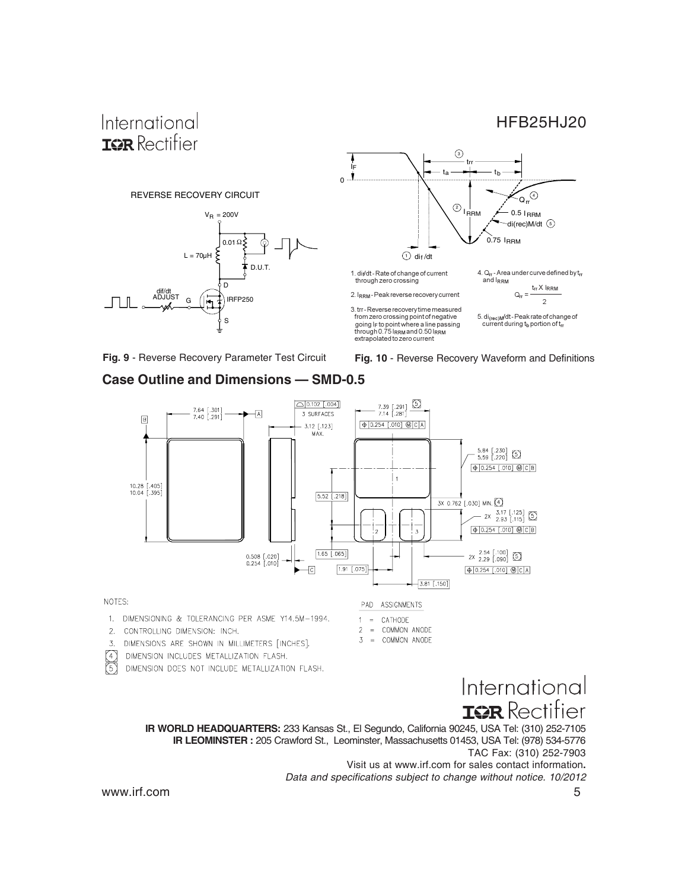REVERSE RECOVERY CIRCUIT

$V_R$ = 200V

0.01 Ω

L = 70µH

D.U.T.

D

dif/dt ADJUST

G

IRFP250

S

**Fig. 9** - Reverse Recovery Parameter Test Circuit

$I_F$

0

3 trr

ta

tb

4 $Q_{rr}$

2 $I_{RRM}$

0.5 $I_{RRM}$

di(rec)M/dt 5

0.75 $I_{RRM}$

1 $di_f/dt$

1. $di_f/dt$ - Rate of change of current through zero crossing

2. $I_{RRM}$ - Peak reverse recovery current

3. trr - Reverse recovery time measured from zero crossing point of negative going $I_F$ to point where a line passing through 0.75 $I_{RRM}$ and 0.50 $I_{RRM}$ extrapolated to zero current

4. $Q_{rr}$ - Area under curve defined by $t_{rr}$ and $I_{RRM}$

$$Q_{rr} = \frac{t_{rr} \times I_{RRM}}{2}$$

5. $di_{(rec)M}/dt$ - Peak rate of change of current during $t_b$ portion of $t_{rr}$

**Fig. 10** - Reverse Recovery Waveform and Definitions

## Case Outline and Dimensions — SMD-0.5

7.64 [.301]
7.40 [.291]

A

B

10.28 [.405]
10.04 [.395]

0.102 [.004]
3 SURFACES

3.12 [.123]
MAX.

0.508 [.020]
0.254 [.010]

C

7.39 [.291]
7.14 [.281] 5

0.254 [.010] M C A

5.84 [.230]
5.59 [.220] 5

0.254 [.010] M C B

5.52 [.218]

1

3X 0.762 [.030] MIN. 4

2X 3.17 [.125]
2.93 [.115] 5

0.254 [.010] M C B

2

3

1.65 [.065]

1.91 [.075]

2X 2.54 [.100]
2.29 [.090] 5

0.254 [.010] M C A

3.81 [.150]

NOTES:

1. DIMENSIONING & TOLERANCING PER ASME Y14.5M-1994.
2. CONTROLLING DIMENSION: INCH.
3. DIMENSIONS ARE SHOWN IN MILLIMETERS [INCHES].
4. DIMENSION INCLUDES METALLIZATION FLASH.
5. DIMENSION DOES NOT INCLUDE METALLIZATION FLASH.

PAD ASSIGNMENTS

1 = CATHODE
2 = COMMON ANODE
3 = COMMON ANODE

International IOR Rectifier

**IR WORLD HEADQUARTERS:** 233 Kansas St., El Segundo, California 90245, USA Tel: (310) 252-7105
**IR LEOMINSTER :** 205 Crawford St., Leominster, Massachusetts 01453, USA Tel: (978) 534-5776
TAC Fax: (310) 252-7903
Visit us at www.irf.com for sales contact information**.**
*Data and specifications subject to change without notice. 10/2012*